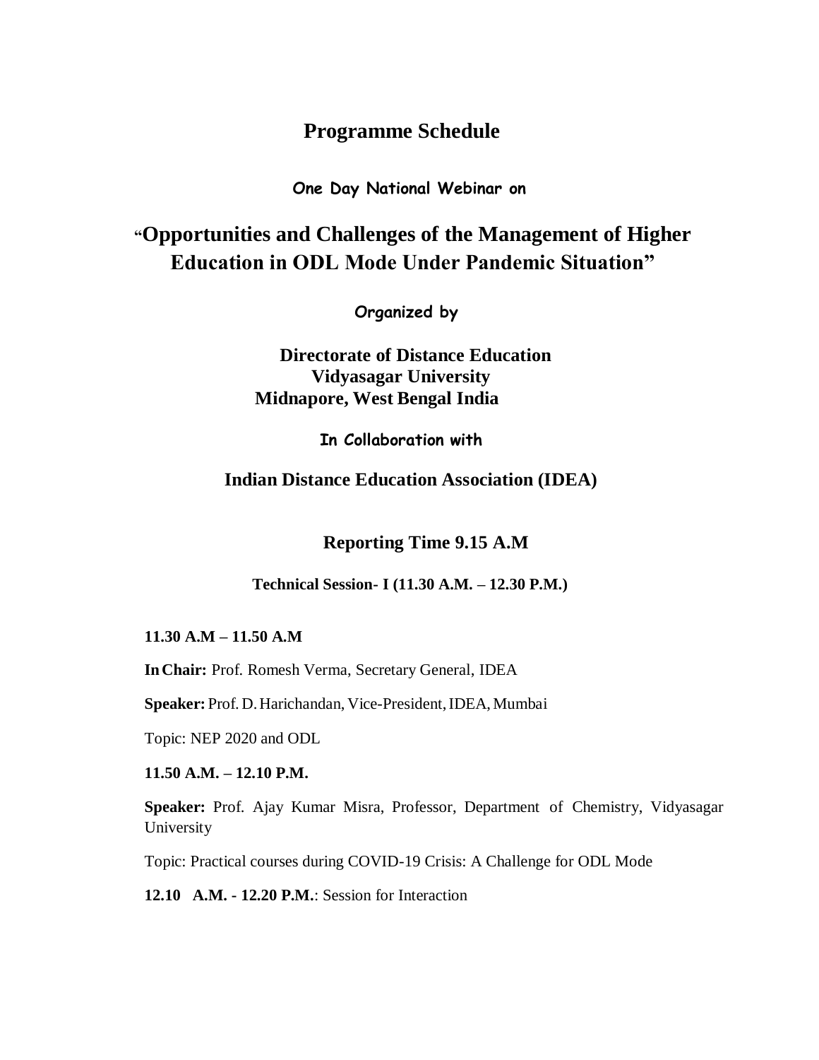# Programme Schedule

**One Day National Webinar on**

## "Opportunities and Challenges of the Management of Higher Education in ODL Mode Under Pandemic Situation"

**Organized by**

**Directorate of Distance Education**
**Vidyasagar University**
**Midnapore, West Bengal India**

**In Collaboration with**

**Indian Distance Education Association (IDEA)**

**Reporting Time 9.15 A.M**

**Technical Session- I (11.30 A.M. – 12.30 P.M.)**

**11.30 A.M – 11.50 A.M**

**In Chair:** Prof. Romesh Verma, Secretary General, IDEA

**Speaker:** Prof. D. Harichandan, Vice-President, IDEA, Mumbai

Topic: NEP 2020 and ODL

**11.50 A.M. – 12.10 P.M.**

**Speaker:** Prof. Ajay Kumar Misra, Professor, Department of Chemistry, Vidyasagar University

Topic: Practical courses during COVID-19 Crisis: A Challenge for ODL Mode

**12.10 A.M. - 12.20 P.M.**: Session for Interaction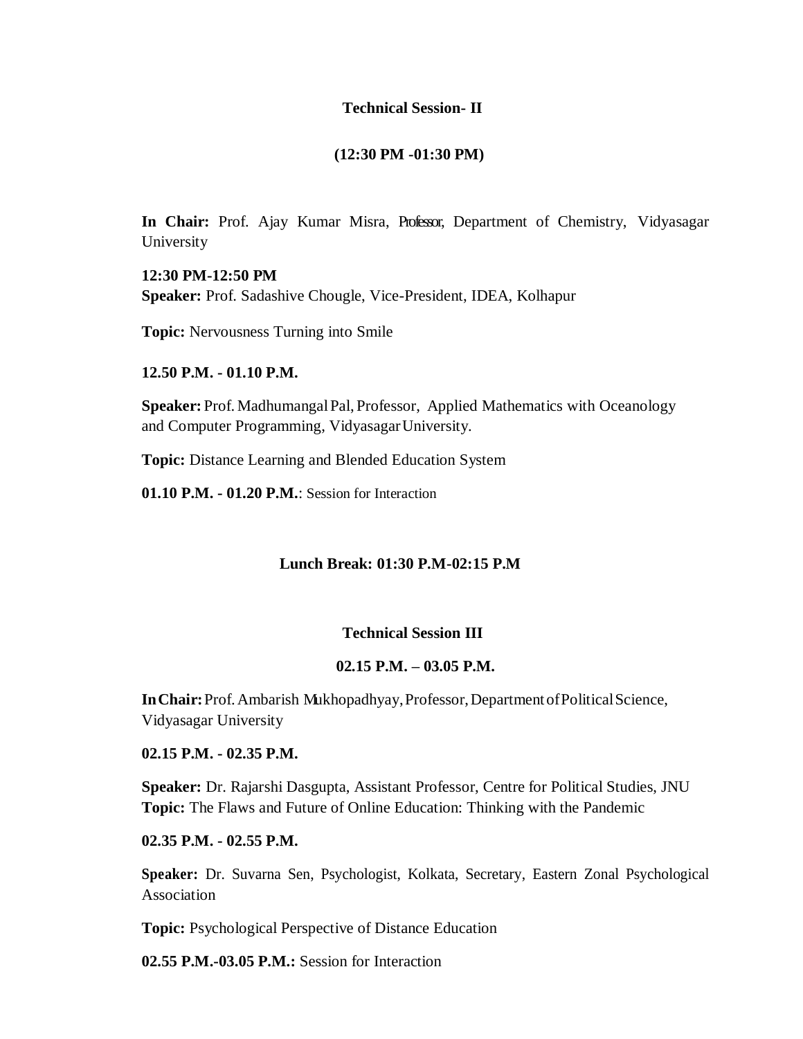**Technical Session- II**

**(12:30 PM -01:30 PM)**

**In Chair:** Prof. Ajay Kumar Misra, Professor, Department of Chemistry, Vidyasagar University

**12:30 PM-12:50 PM**
**Speaker:** Prof. Sadashive Chougle, Vice-President, IDEA, Kolhapur

**Topic:** Nervousness Turning into Smile

**12.50 P.M. - 01.10 P.M.**

**Speaker:** Prof. Madhumangal Pal, Professor, Applied Mathematics with Oceanology and Computer Programming, Vidyasagar University.

**Topic:** Distance Learning and Blended Education System

**01.10 P.M. - 01.20 P.M.**: Session for Interaction

**Lunch Break: 01:30 P.M-02:15 P.M**

**Technical Session III**

**02.15 P.M. – 03.05 P.M.**

**In Chair:** Prof. Ambarish Mukhopadhyay, Professor, Department of Political Science, Vidyasagar University

**02.15 P.M. - 02.35 P.M.**

**Speaker:** Dr. Rajarshi Dasgupta, Assistant Professor, Centre for Political Studies, JNU
**Topic:** The Flaws and Future of Online Education: Thinking with the Pandemic

**02.35 P.M. - 02.55 P.M.**

**Speaker:** Dr. Suvarna Sen, Psychologist, Kolkata, Secretary, Eastern Zonal Psychological Association

**Topic:** Psychological Perspective of Distance Education

**02.55 P.M.-03.05 P.M.:** Session for Interaction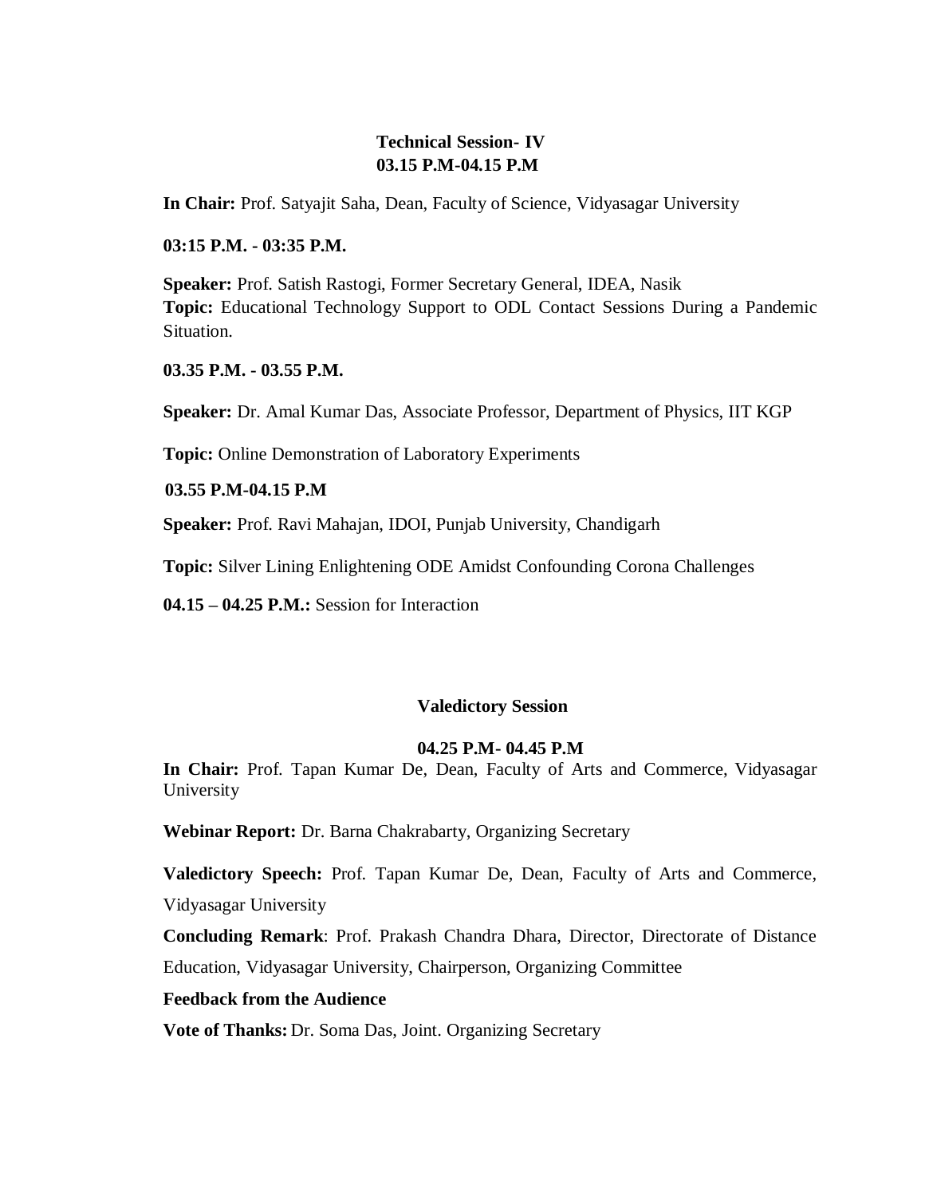## Technical Session- IV

**03.15 P.M-04.15 P.M**

**In Chair:** Prof. Satyajit Saha, Dean, Faculty of Science, Vidyasagar University

**03:15 P.M. - 03:35 P.M.**

**Speaker:** Prof. Satish Rastogi, Former Secretary General, IDEA, Nasik
**Topic:** Educational Technology Support to ODL Contact Sessions During a Pandemic Situation.

**03.35 P.M. - 03.55 P.M.**

**Speaker:** Dr. Amal Kumar Das, Associate Professor, Department of Physics, IIT KGP

**Topic:** Online Demonstration of Laboratory Experiments

**03.55 P.M-04.15 P.M**

**Speaker:** Prof. Ravi Mahajan, IDOI, Punjab University, Chandigarh

**Topic:** Silver Lining Enlightening ODE Amidst Confounding Corona Challenges

**04.15 – 04.25 P.M.:** Session for Interaction

## Valedictory Session

**04.25 P.M- 04.45 P.M**

**In Chair:** Prof. Tapan Kumar De, Dean, Faculty of Arts and Commerce, Vidyasagar University

**Webinar Report:** Dr. Barna Chakrabarty, Organizing Secretary

**Valedictory Speech:** Prof. Tapan Kumar De, Dean, Faculty of Arts and Commerce, Vidyasagar University

**Concluding Remark**: Prof. Prakash Chandra Dhara, Director, Directorate of Distance Education, Vidyasagar University, Chairperson, Organizing Committee

**Feedback from the Audience**

**Vote of Thanks:** Dr. Soma Das, Joint. Organizing Secretary